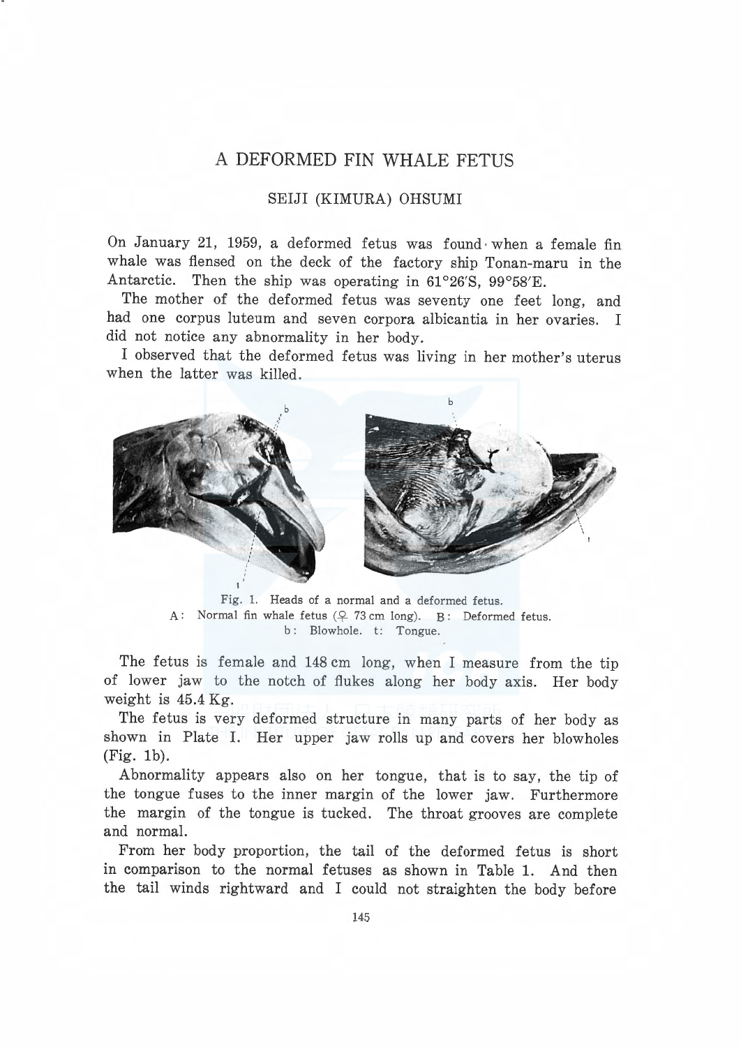# A DEFORMED FIN WHALE FETUS

SEIJI (KIMURA) OHSUMI

On January 21, 1959, a deformed fetus was found when a female fin whale was flensed on the deck of the factory ship Tonan-maru in the Antarctic. Then the ship was operating in 61°26′S, 99°58′E.

The mother of the deformed fetus was seventy one feet long, and had one corpus luteum and seven corpora albicantia in her ovaries. I did not notice any abnormality in her body.

I observed that the deformed fetus was living in her mother's uterus when the latter was killed.

Fig. 1. Heads of a normal and a deformed fetus.
A: Normal fin whale fetus (♀ 73 cm long). B: Deformed fetus.
b: Blowhole. t: Tongue.

The fetus is female and 148 cm long, when I measure from the tip of lower jaw to the notch of flukes along her body axis. Her body weight is 45.4 Kg.

The fetus is very deformed structure in many parts of her body as shown in Plate I. Her upper jaw rolls up and covers her blowholes (Fig. 1b).

Abnormality appears also on her tongue, that is to say, the tip of the tongue fuses to the inner margin of the lower jaw. Furthermore the margin of the tongue is tucked. The throat grooves are complete and normal.

From her body proportion, the tail of the deformed fetus is short in comparison to the normal fetuses as shown in Table 1. And then the tail winds rightward and I could not straighten the body before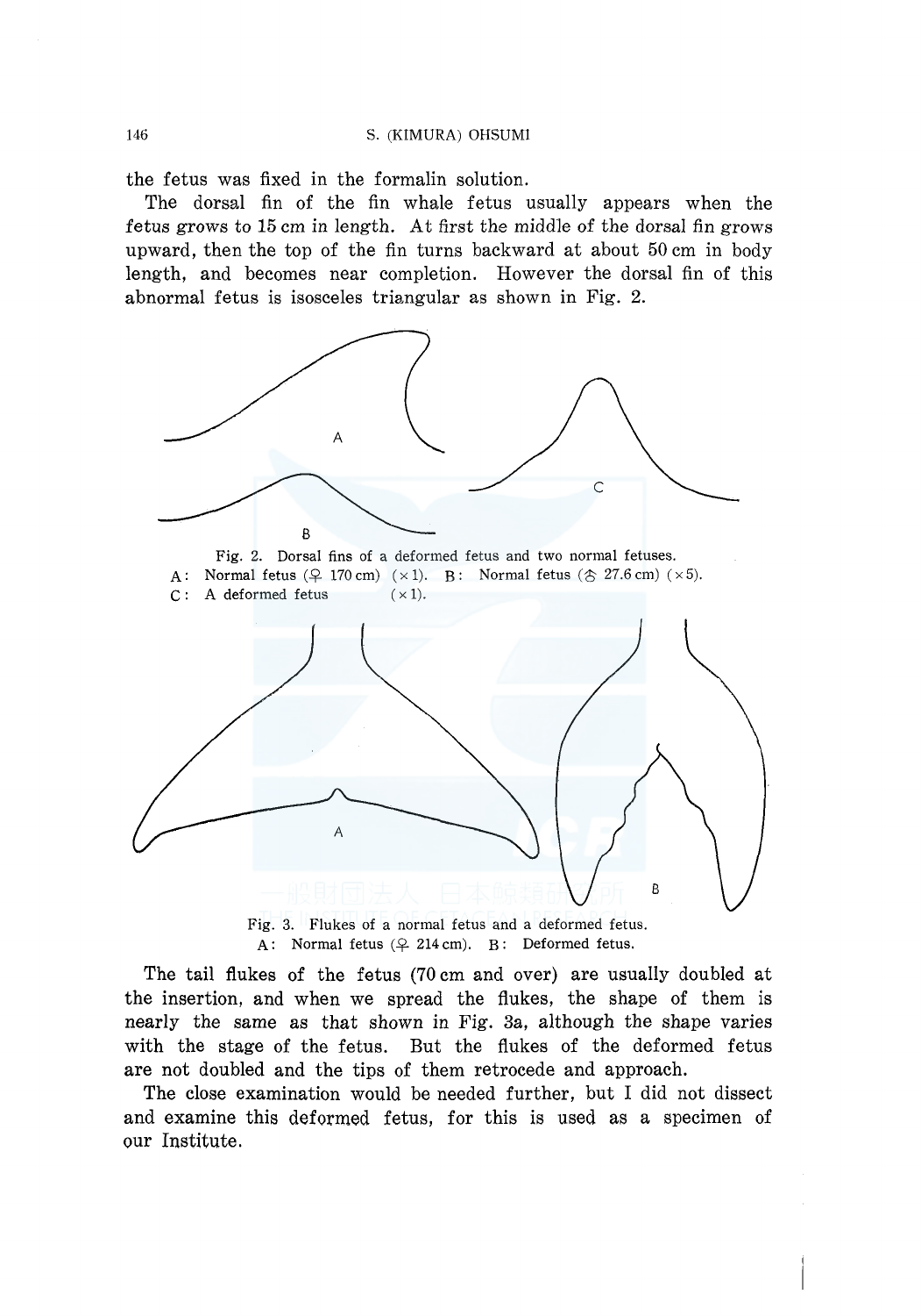the fetus was fixed in the formalin solution.

The dorsal fin of the fin whale fetus usually appears when the fetus grows to 15 cm in length. At first the middle of the dorsal fin grows upward, then the top of the fin turns backward at about 50 cm in body length, and becomes near completion. However the dorsal fin of this abnormal fetus is isosceles triangular as shown in Fig. 2.

Fig. 2. Dorsal fins of a deformed fetus and two normal fetuses.
A: Normal fetus (♀ 170 cm) (×1). B: Normal fetus (♂ 27.6 cm) (×5).
C: A deformed fetus (×1).

Fig. 3. Flukes of a normal fetus and a deformed fetus.
A: Normal fetus (♀ 214 cm). B: Deformed fetus.

The tail flukes of the fetus (70 cm and over) are usually doubled at the insertion, and when we spread the flukes, the shape of them is nearly the same as that shown in Fig. 3a, although the shape varies with the stage of the fetus. But the flukes of the deformed fetus are not doubled and the tips of them retrocede and approach.

The close examination would be needed further, but I did not dissect and examine this deformed fetus, for this is used as a specimen of our Institute.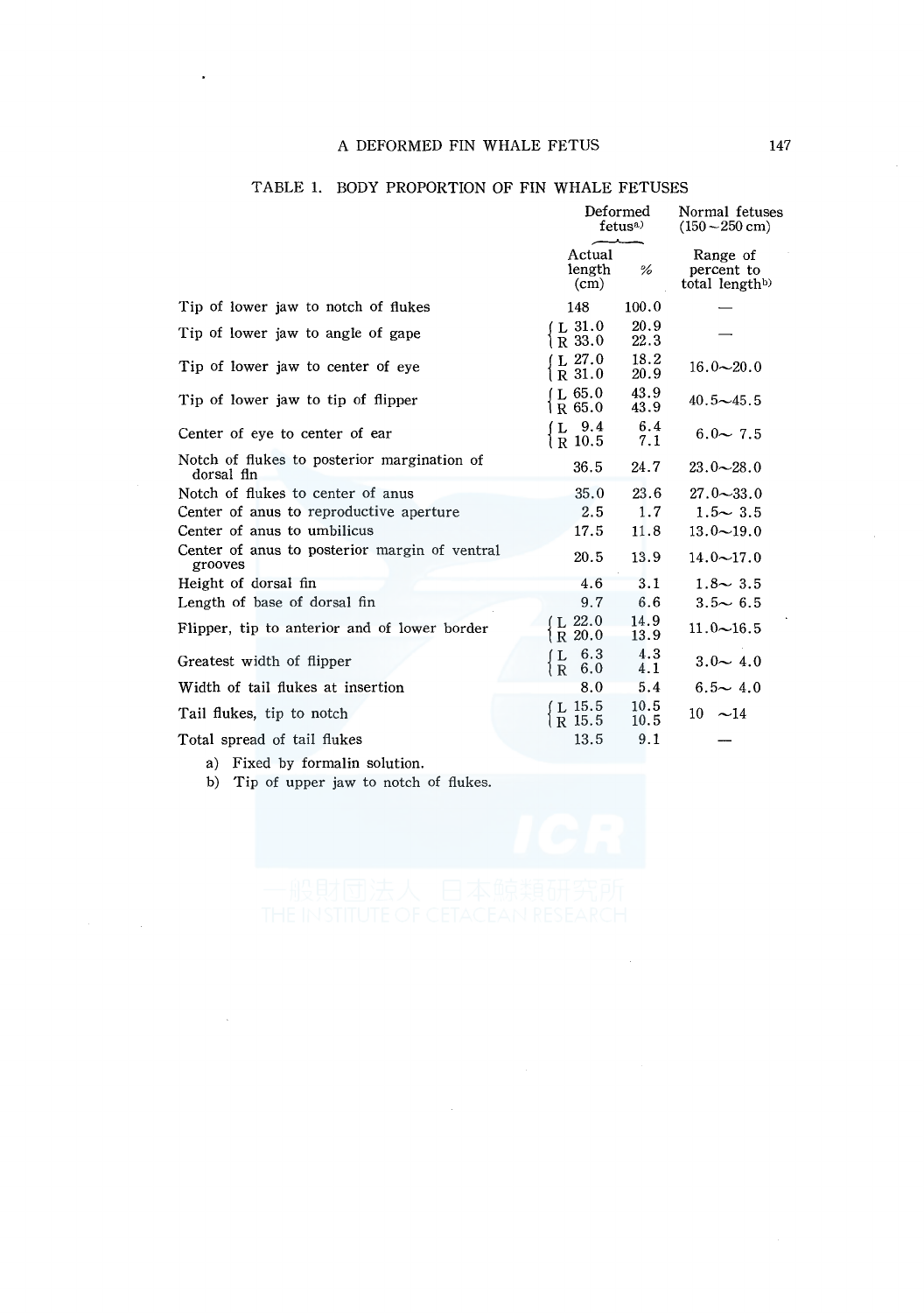TABLE 1. BODY PROPORTION OF FIN WHALE FETUSES

| | Deformed fetus[a)] | | Normal fetuses (150～250 cm) |
|---|---|---|---|
| | Actual length (cm) | % | Range of percent to total length[b)] |
| Tip of lower jaw to notch of flukes | 148 | 100.0 | — |
| Tip of lower jaw to angle of gape | L 31.0<br>R 33.0 | 20.9<br>22.3 | — |
| Tip of lower jaw to center of eye | L 27.0<br>R 31.0 | 18.2<br>20.9 | 16.0～20.0 |
| Tip of lower jaw to tip of flipper | L 65.0<br>R 65.0 | 43.9<br>43.9 | 40.5～45.5 |
| Center of eye to center of ear | L 9.4<br>R 10.5 | 6.4<br>7.1 | 6.0～ 7.5 |
| Notch of flukes to posterior margination of dorsal fin | 36.5 | 24.7 | 23.0～28.0 |
| Notch of flukes to center of anus | 35.0 | 23.6 | 27.0～33.0 |
| Center of anus to reproductive aperture | 2.5 | 1.7 | 1.5～ 3.5 |
| Center of anus to umbilicus | 17.5 | 11.8 | 13.0～19.0 |
| Center of anus to posterior margin of ventral grooves | 20.5 | 13.9 | 14.0～17.0 |
| Height of dorsal fin | 4.6 | 3.1 | 1.8～ 3.5 |
| Length of base of dorsal fin | 9.7 | 6.6 | 3.5～ 6.5 |
| Flipper, tip to anterior and of lower border | L 22.0<br>R 20.0 | 14.9<br>13.9 | 11.0～16.5 |
| Greatest width of flipper | L 6.3<br>R 6.0 | 4.3<br>4.1 | 3.0～ 4.0 |
| Width of tail flukes at insertion | 8.0 | 5.4 | 6.5～ 4.0 |
| Tail flukes, tip to notch | L 15.5<br>R 15.5 | 10.5<br>10.5 | 10 ～14 |
| Total spread of tail flukes | 13.5 | 9.1 | — |

a) Fixed by formalin solution.

b) Tip of upper jaw to notch of flukes.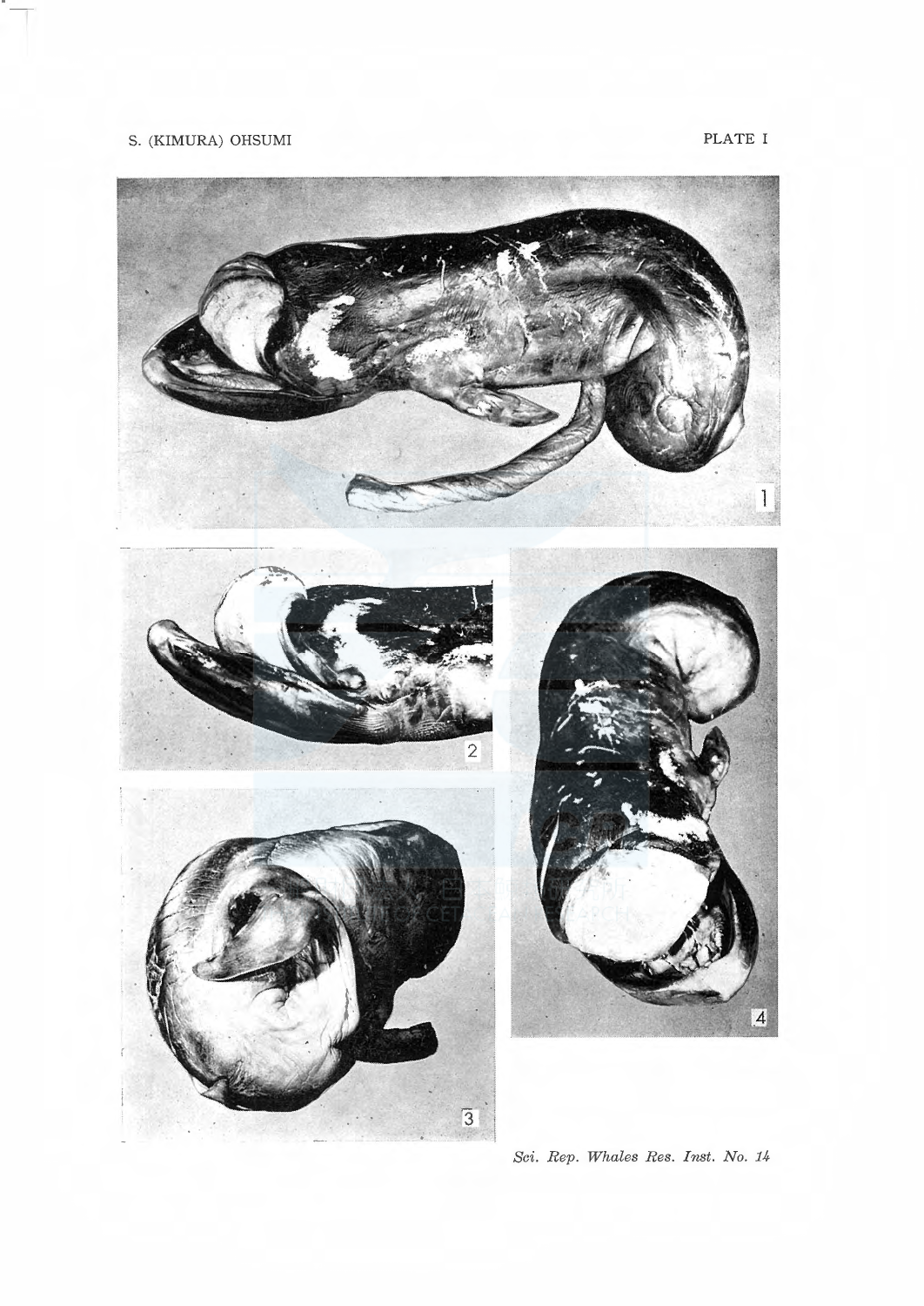PLATE I